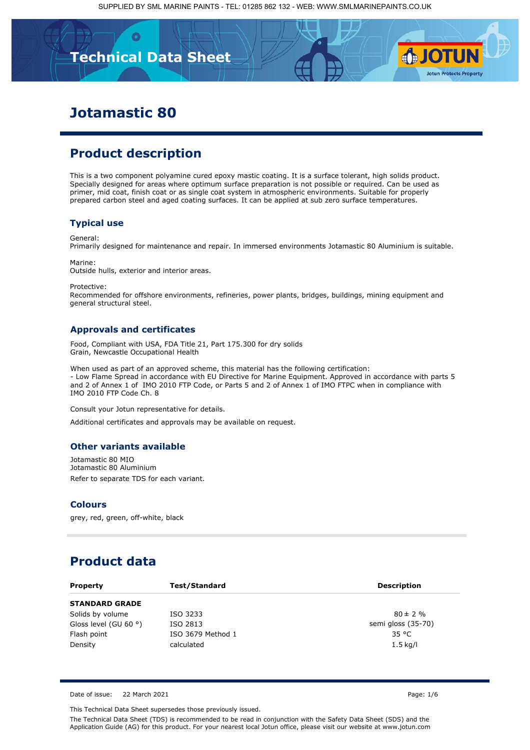# Technical Data Sheet

# Jotamastic 80

## Product description

This is a two component polyamine cured epoxy mastic coating. It is a surface tolerant, high solids product. Specially designed for areas where optimum surface preparation is not possible or required. Can be used as primer, mid coat, finish coat or as single coat system in atmospheric environments. Suitable for properly prepared carbon steel and aged coating surfaces. It can be applied at sub zero surface temperatures.

### Typical use

General:
Primarily designed for maintenance and repair. In immersed environments Jotamastic 80 Aluminium is suitable.

Marine:
Outside hulls, exterior and interior areas.

Protective:
Recommended for offshore environments, refineries, power plants, bridges, buildings, mining equipment and general structural steel.

### Approvals and certificates

Food, Compliant with USA, FDA Title 21, Part 175.300 for dry solids
Grain, Newcastle Occupational Health

When used as part of an approved scheme, this material has the following certification:
- Low Flame Spread in accordance with EU Directive for Marine Equipment. Approved in accordance with parts 5 and 2 of Annex 1 of IMO 2010 FTP Code, or Parts 5 and 2 of Annex 1 of IMO FTPC when in compliance with IMO 2010 FTP Code Ch. 8

Consult your Jotun representative for details.

Additional certificates and approvals may be available on request.

### Other variants available

Jotamastic 80 MIO
Jotamastic 80 Aluminium

Refer to separate TDS for each variant.

### Colours

grey, red, green, off-white, black

## Product data

| Property | Test/Standard | Description |
|---|---|---|
| **STANDARD GRADE** | | |
| Solids by volume | ISO 3233 | 80 ± 2 % |
| Gloss level (GU 60 °) | ISO 2813 | semi gloss (35-70) |
| Flash point | ISO 3679 Method 1 | 35 °C |
| Density | calculated | 1.5 kg/l |

Date of issue: 22 March 2021

This Technical Data Sheet supersedes those previously issued.

The Technical Data Sheet (TDS) is recommended to be read in conjunction with the Safety Data Sheet (SDS) and the Application Guide (AG) for this product. For your nearest local Jotun office, please visit our website at www.jotun.com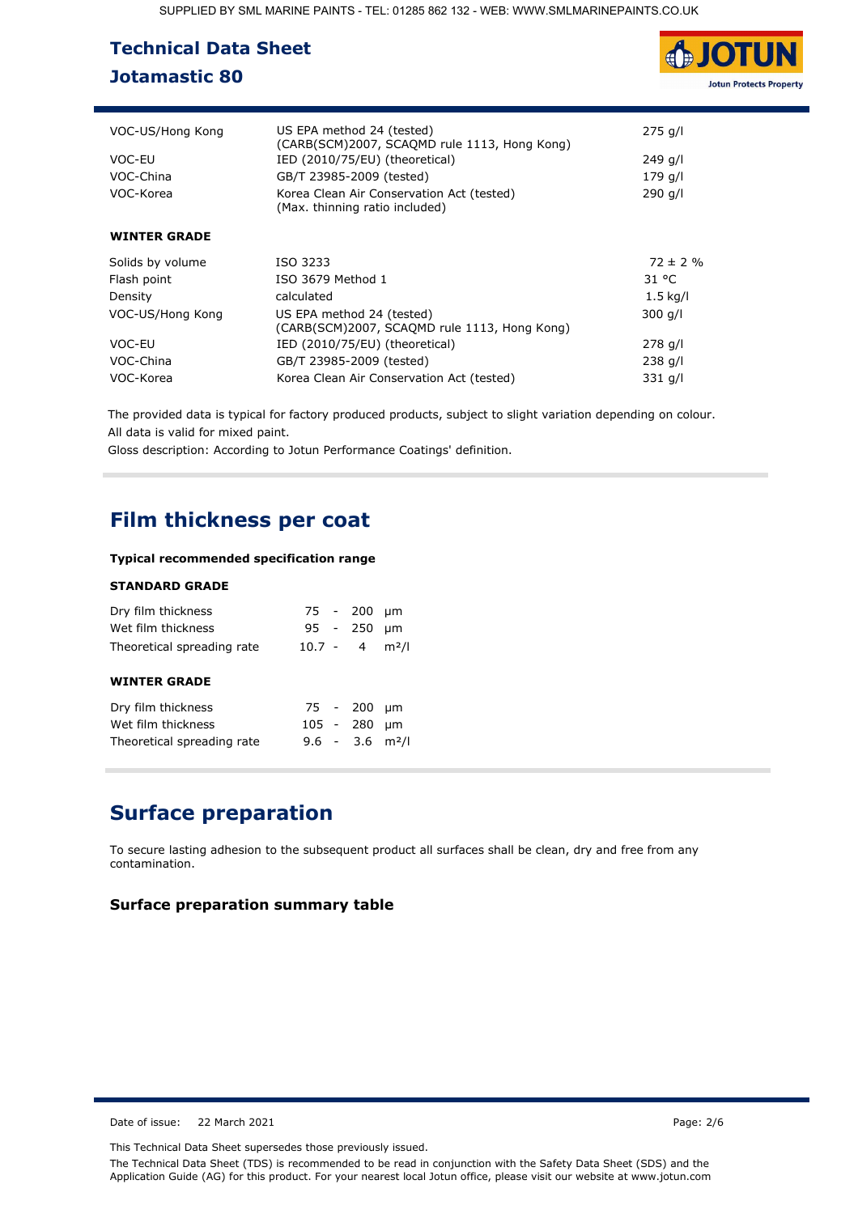| | | |
|---|---|---|
| VOC-US/Hong Kong | US EPA method 24 (tested) (CARB(SCM)2007, SCAQMD rule 1113, Hong Kong) | 275 g/l |
| VOC-EU | IED (2010/75/EU) (theoretical) | 249 g/l |
| VOC-China | GB/T 23985-2009 (tested) | 179 g/l |
| VOC-Korea | Korea Clean Air Conservation Act (tested) (Max. thinning ratio included) | 290 g/l |

**WINTER GRADE**

| | | |
|---|---|---|
| Solids by volume | ISO 3233 | 72 ± 2 % |
| Flash point | ISO 3679 Method 1 | 31 °C |
| Density | calculated | 1.5 kg/l |
| VOC-US/Hong Kong | US EPA method 24 (tested) (CARB(SCM)2007, SCAQMD rule 1113, Hong Kong) | 300 g/l |
| VOC-EU | IED (2010/75/EU) (theoretical) | 278 g/l |
| VOC-China | GB/T 23985-2009 (tested) | 238 g/l |
| VOC-Korea | Korea Clean Air Conservation Act (tested) | 331 g/l |

The provided data is typical for factory produced products, subject to slight variation depending on colour.
All data is valid for mixed paint.
Gloss description: According to Jotun Performance Coatings' definition.

## Film thickness per coat

**Typical recommended specification range**

**STANDARD GRADE**

| | | |
|---|---|---|
| Dry film thickness | 75 - 200 | µm |
| Wet film thickness | 95 - 250 | µm |
| Theoretical spreading rate | 10.7 - 4 | m²/l |

**WINTER GRADE**

| | | |
|---|---|---|
| Dry film thickness | 75 - 200 | µm |
| Wet film thickness | 105 - 280 | µm |
| Theoretical spreading rate | 9.6 - 3.6 | m²/l |

## Surface preparation

To secure lasting adhesion to the subsequent product all surfaces shall be clean, dry and free from any contamination.

### Surface preparation summary table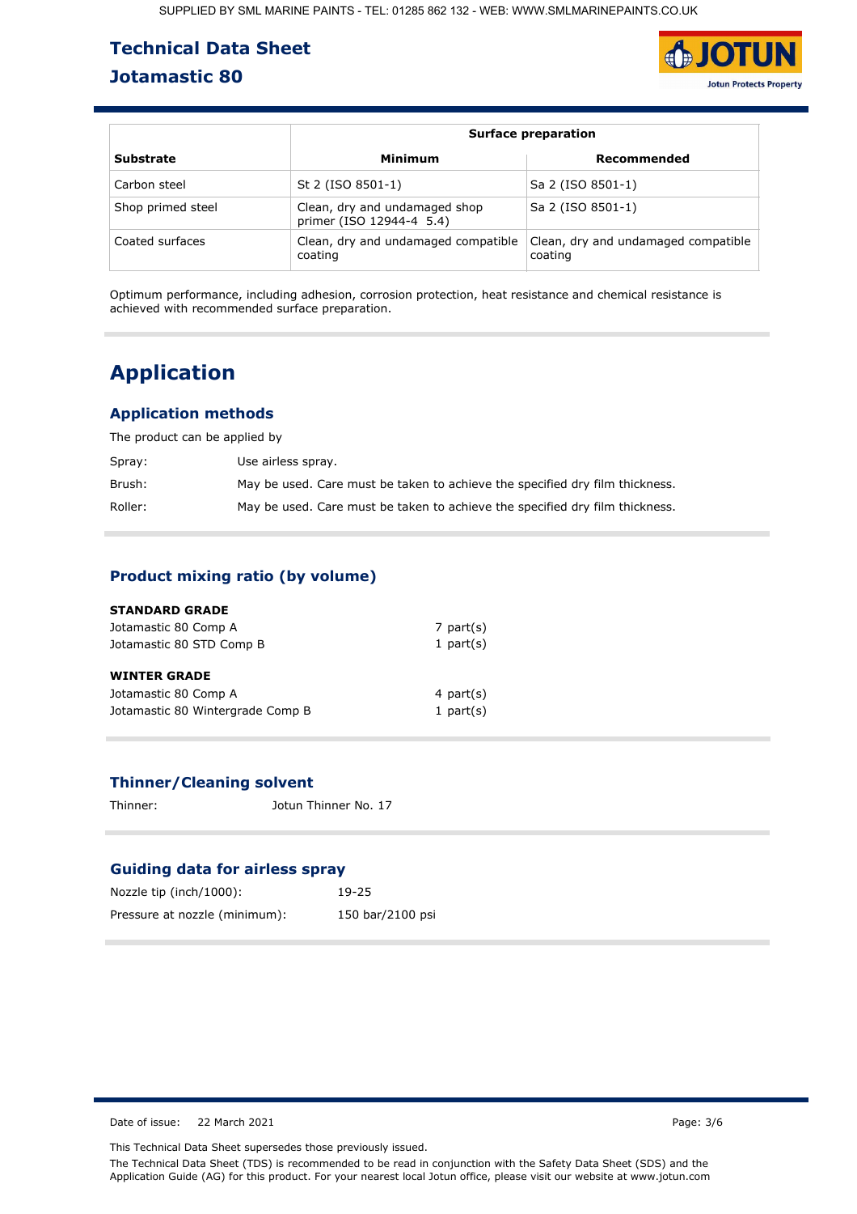| | Surface preparation | |
|---|---|---|
| **Substrate** | **Minimum** | **Recommended** |
| Carbon steel | St 2 (ISO 8501-1) | Sa 2 (ISO 8501-1) |
| Shop primed steel | Clean, dry and undamaged shop primer (ISO 12944-4 5.4) | Sa 2 (ISO 8501-1) |
| Coated surfaces | Clean, dry and undamaged compatible coating | Clean, dry and undamaged compatible coating |

Optimum performance, including adhesion, corrosion protection, heat resistance and chemical resistance is achieved with recommended surface preparation.

# Application

## Application methods

The product can be applied by

Spray: Use airless spray.

Brush: May be used. Care must be taken to achieve the specified dry film thickness.

Roller: May be used. Care must be taken to achieve the specified dry film thickness.

## Product mixing ratio (by volume)

**STANDARD GRADE**

Jotamastic 80 Comp A — 7 part(s)
Jotamastic 80 STD Comp B — 1 part(s)

**WINTER GRADE**

Jotamastic 80 Comp A — 4 part(s)
Jotamastic 80 Wintergrade Comp B — 1 part(s)

## Thinner/Cleaning solvent

Thinner: Jotun Thinner No. 17

## Guiding data for airless spray

Nozzle tip (inch/1000): 19-25

Pressure at nozzle (minimum): 150 bar/2100 psi

Date of issue: 22 March 2021

This Technical Data Sheet supersedes those previously issued.

The Technical Data Sheet (TDS) is recommended to be read in conjunction with the Safety Data Sheet (SDS) and the Application Guide (AG) for this product. For your nearest local Jotun office, please visit our website at www.jotun.com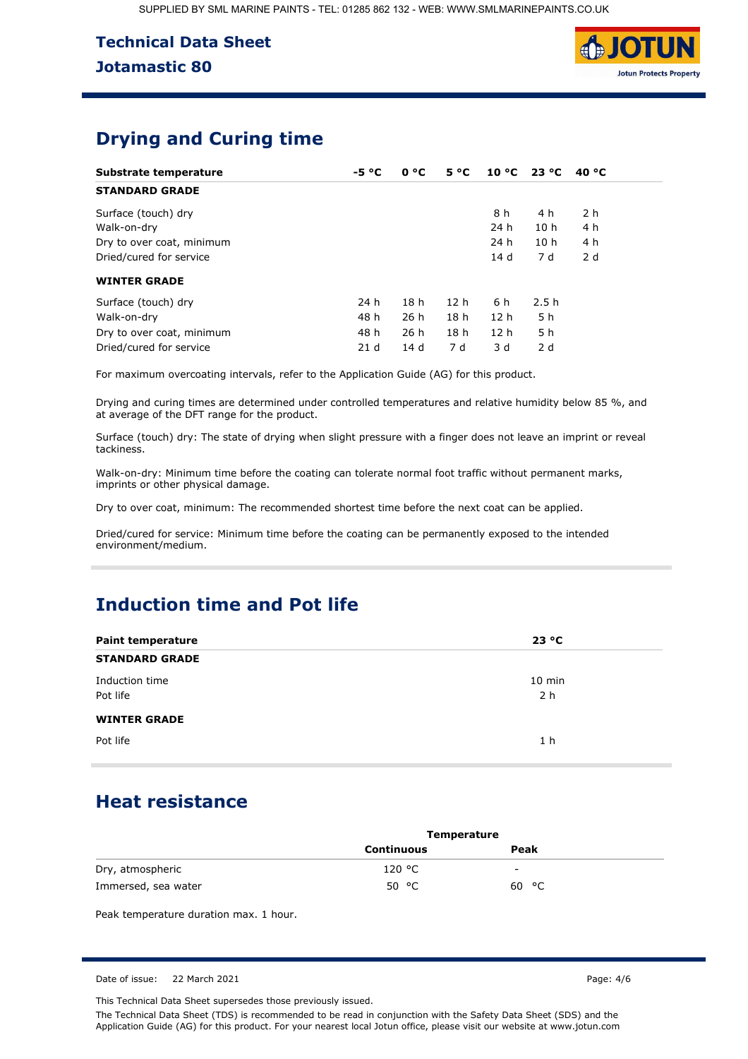## Drying and Curing time

| Substrate temperature | -5 °C | 0 °C | 5 °C | 10 °C | 23 °C | 40 °C |
|---|---|---|---|---|---|---|
| **STANDARD GRADE** | | | | | | |
| Surface (touch) dry | | | | 8 h | 4 h | 2 h |
| Walk-on-dry | | | | 24 h | 10 h | 4 h |
| Dry to over coat, minimum | | | | 24 h | 10 h | 4 h |
| Dried/cured for service | | | | 14 d | 7 d | 2 d |
| **WINTER GRADE** | | | | | | |
| Surface (touch) dry | 24 h | 18 h | 12 h | 6 h | 2.5 h | |
| Walk-on-dry | 48 h | 26 h | 18 h | 12 h | 5 h | |
| Dry to over coat, minimum | 48 h | 26 h | 18 h | 12 h | 5 h | |
| Dried/cured for service | 21 d | 14 d | 7 d | 3 d | 2 d | |

For maximum overcoating intervals, refer to the Application Guide (AG) for this product.

Drying and curing times are determined under controlled temperatures and relative humidity below 85 %, and at average of the DFT range for the product.

Surface (touch) dry: The state of drying when slight pressure with a finger does not leave an imprint or reveal tackiness.

Walk-on-dry: Minimum time before the coating can tolerate normal foot traffic without permanent marks, imprints or other physical damage.

Dry to over coat, minimum: The recommended shortest time before the next coat can be applied.

Dried/cured for service: Minimum time before the coating can be permanently exposed to the intended environment/medium.

## Induction time and Pot life

| Paint temperature | 23 °C |
|---|---|
| **STANDARD GRADE** | |
| Induction time | 10 min |
| Pot life | 2 h |
| **WINTER GRADE** | |
| Pot life | 1 h |

## Heat resistance

| | Temperature | |
|---|---|---|
| | **Continuous** | **Peak** |
| Dry, atmospheric | 120 °C | - |
| Immersed, sea water | 50 °C | 60 °C |

Peak temperature duration max. 1 hour.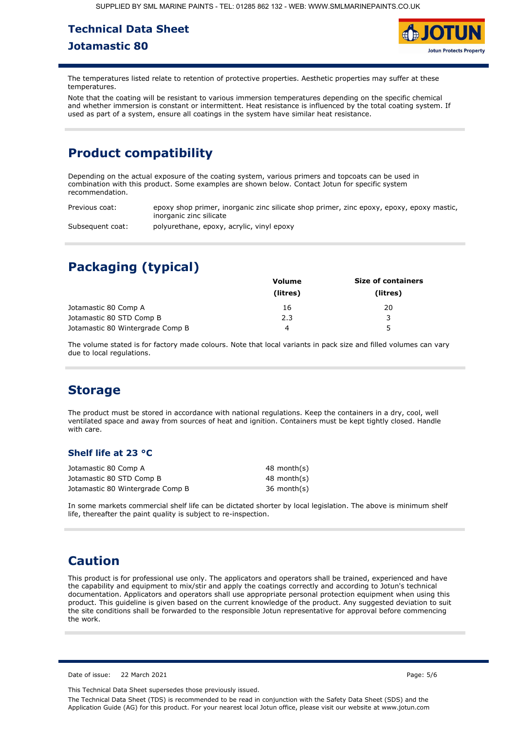The temperatures listed relate to retention of protective properties. Aesthetic properties may suffer at these temperatures.

Note that the coating will be resistant to various immersion temperatures depending on the specific chemical and whether immersion is constant or intermittent. Heat resistance is influenced by the total coating system. If used as part of a system, ensure all coatings in the system have similar heat resistance.

## Product compatibility

Depending on the actual exposure of the coating system, various primers and topcoats can be used in combination with this product. Some examples are shown below. Contact Jotun for specific system recommendation.

| | |
|---|---|
| Previous coat: | epoxy shop primer, inorganic zinc silicate shop primer, zinc epoxy, epoxy, epoxy mastic, inorganic zinc silicate |
| Subsequent coat: | polyurethane, epoxy, acrylic, vinyl epoxy |

## Packaging (typical)

| | Volume (litres) | Size of containers (litres) |
|---|---|---|
| Jotamastic 80 Comp A | 16 | 20 |
| Jotamastic 80 STD Comp B | 2.3 | 3 |
| Jotamastic 80 Wintergrade Comp B | 4 | 5 |

The volume stated is for factory made colours. Note that local variants in pack size and filled volumes can vary due to local regulations.

## Storage

The product must be stored in accordance with national regulations. Keep the containers in a dry, cool, well ventilated space and away from sources of heat and ignition. Containers must be kept tightly closed. Handle with care.

### Shelf life at 23 °C

| | |
|---|---|
| Jotamastic 80 Comp A | 48 month(s) |
| Jotamastic 80 STD Comp B | 48 month(s) |
| Jotamastic 80 Wintergrade Comp B | 36 month(s) |

In some markets commercial shelf life can be dictated shorter by local legislation. The above is minimum shelf life, thereafter the paint quality is subject to re-inspection.

## Caution

This product is for professional use only. The applicators and operators shall be trained, experienced and have the capability and equipment to mix/stir and apply the coatings correctly and according to Jotun's technical documentation. Applicators and operators shall use appropriate personal protection equipment when using this product. This guideline is given based on the current knowledge of the product. Any suggested deviation to suit the site conditions shall be forwarded to the responsible Jotun representative for approval before commencing the work.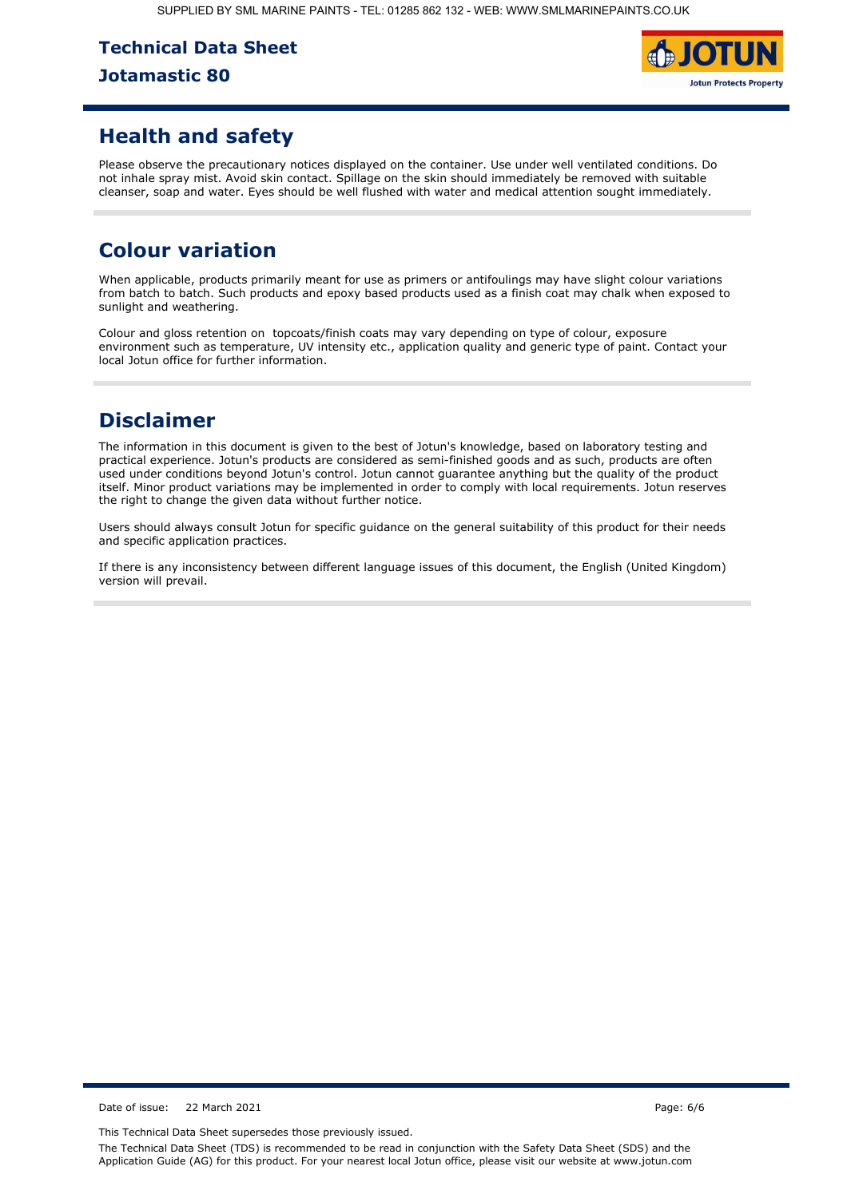## Health and safety

Please observe the precautionary notices displayed on the container. Use under well ventilated conditions. Do not inhale spray mist. Avoid skin contact. Spillage on the skin should immediately be removed with suitable cleanser, soap and water. Eyes should be well flushed with water and medical attention sought immediately.

## Colour variation

When applicable, products primarily meant for use as primers or antifoulings may have slight colour variations from batch to batch. Such products and epoxy based products used as a finish coat may chalk when exposed to sunlight and weathering.

Colour and gloss retention on topcoats/finish coats may vary depending on type of colour, exposure environment such as temperature, UV intensity etc., application quality and generic type of paint. Contact your local Jotun office for further information.

## Disclaimer

The information in this document is given to the best of Jotun's knowledge, based on laboratory testing and practical experience. Jotun's products are considered as semi-finished goods and as such, products are often used under conditions beyond Jotun's control. Jotun cannot guarantee anything but the quality of the product itself. Minor product variations may be implemented in order to comply with local requirements. Jotun reserves the right to change the given data without further notice.

Users should always consult Jotun for specific guidance on the general suitability of this product for their needs and specific application practices.

If there is any inconsistency between different language issues of this document, the English (United Kingdom) version will prevail.

Date of issue: 22 March 2021

This Technical Data Sheet supersedes those previously issued.

The Technical Data Sheet (TDS) is recommended to be read in conjunction with the Safety Data Sheet (SDS) and the Application Guide (AG) for this product. For your nearest local Jotun office, please visit our website at www.jotun.com